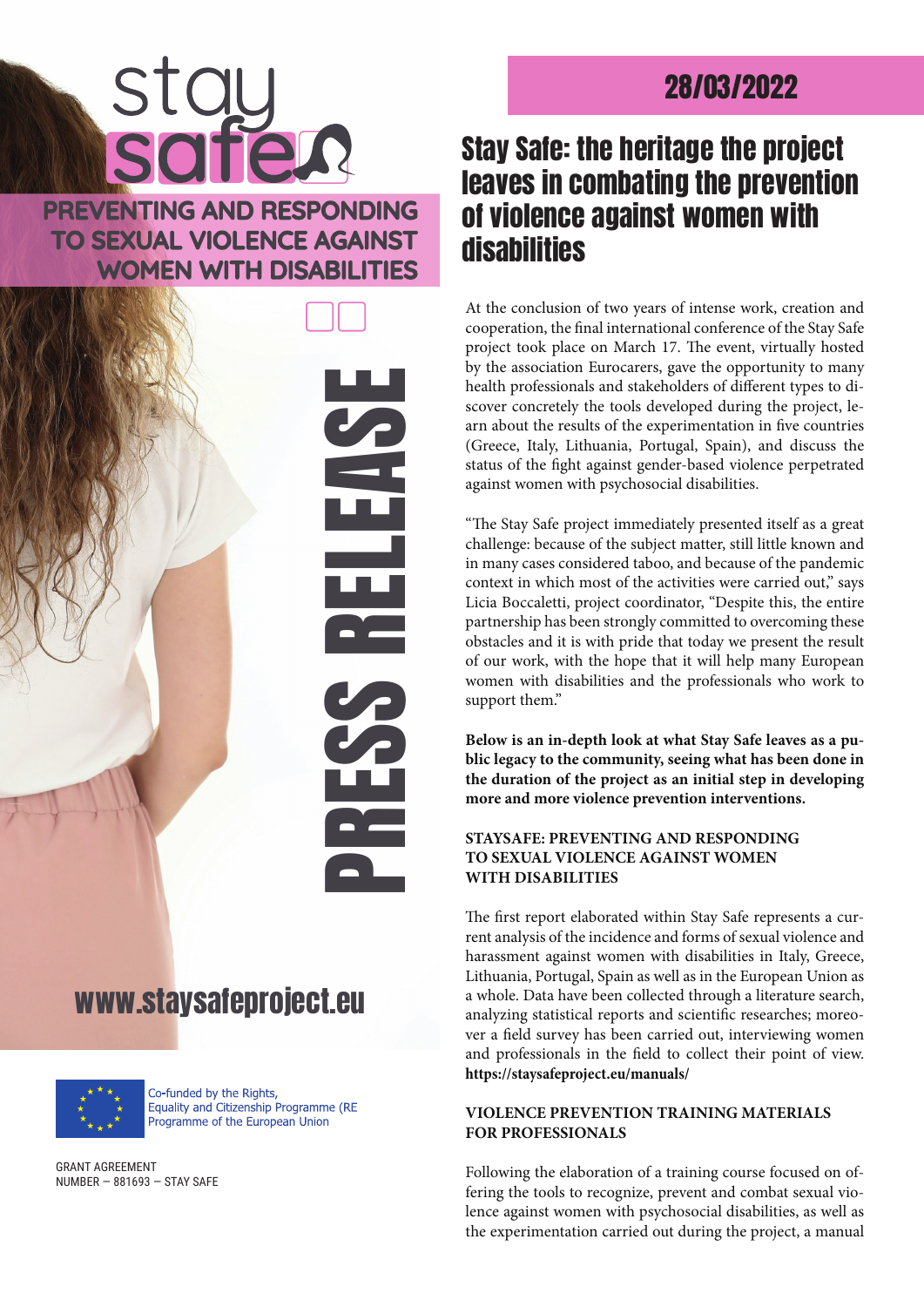stay safe

PREVENTING AND RESPONDING TO SEXUAL VIOLENCE AGAINST WOMEN WITH DISABILITIES

PRESS RELEASE

www.staysafeproject.eu

Co-funded by the Rights, Equality and Citizenship Programme (RE Programme of the European Union

GRANT AGREEMENT NUMBER – 881693 – STAY SAFE

28/03/2022

# Stay Safe: the heritage the project leaves in combating the prevention of violence against women with disabilities

At the conclusion of two years of intense work, creation and cooperation, the final international conference of the Stay Safe project took place on March 17. The event, virtually hosted by the association Eurocarers, gave the opportunity to many health professionals and stakeholders of different types to discover concretely the tools developed during the project, learn about the results of the experimentation in five countries (Greece, Italy, Lithuania, Portugal, Spain), and discuss the status of the fight against gender-based violence perpetrated against women with psychosocial disabilities.

"The Stay Safe project immediately presented itself as a great challenge: because of the subject matter, still little known and in many cases considered taboo, and because of the pandemic context in which most of the activities were carried out," says Licia Boccaletti, project coordinator, "Despite this, the entire partnership has been strongly committed to overcoming these obstacles and it is with pride that today we present the result of our work, with the hope that it will help many European women with disabilities and the professionals who work to support them."

**Below is an in-depth look at what Stay Safe leaves as a public legacy to the community, seeing what has been done in the duration of the project as an initial step in developing more and more violence prevention interventions.**

### STAYSAFE: PREVENTING AND RESPONDING TO SEXUAL VIOLENCE AGAINST WOMEN WITH DISABILITIES

The first report elaborated within Stay Safe represents a current analysis of the incidence and forms of sexual violence and harassment against women with disabilities in Italy, Greece, Lithuania, Portugal, Spain as well as in the European Union as a whole. Data have been collected through a literature search, analyzing statistical reports and scientific researches; moreover a field survey has been carried out, interviewing women and professionals in the field to collect their point of view. **https://staysafeproject.eu/manuals/**

### VIOLENCE PREVENTION TRAINING MATERIALS FOR PROFESSIONALS

Following the elaboration of a training course focused on offering the tools to recognize, prevent and combat sexual violence against women with psychosocial disabilities, as well as the experimentation carried out during the project, a manual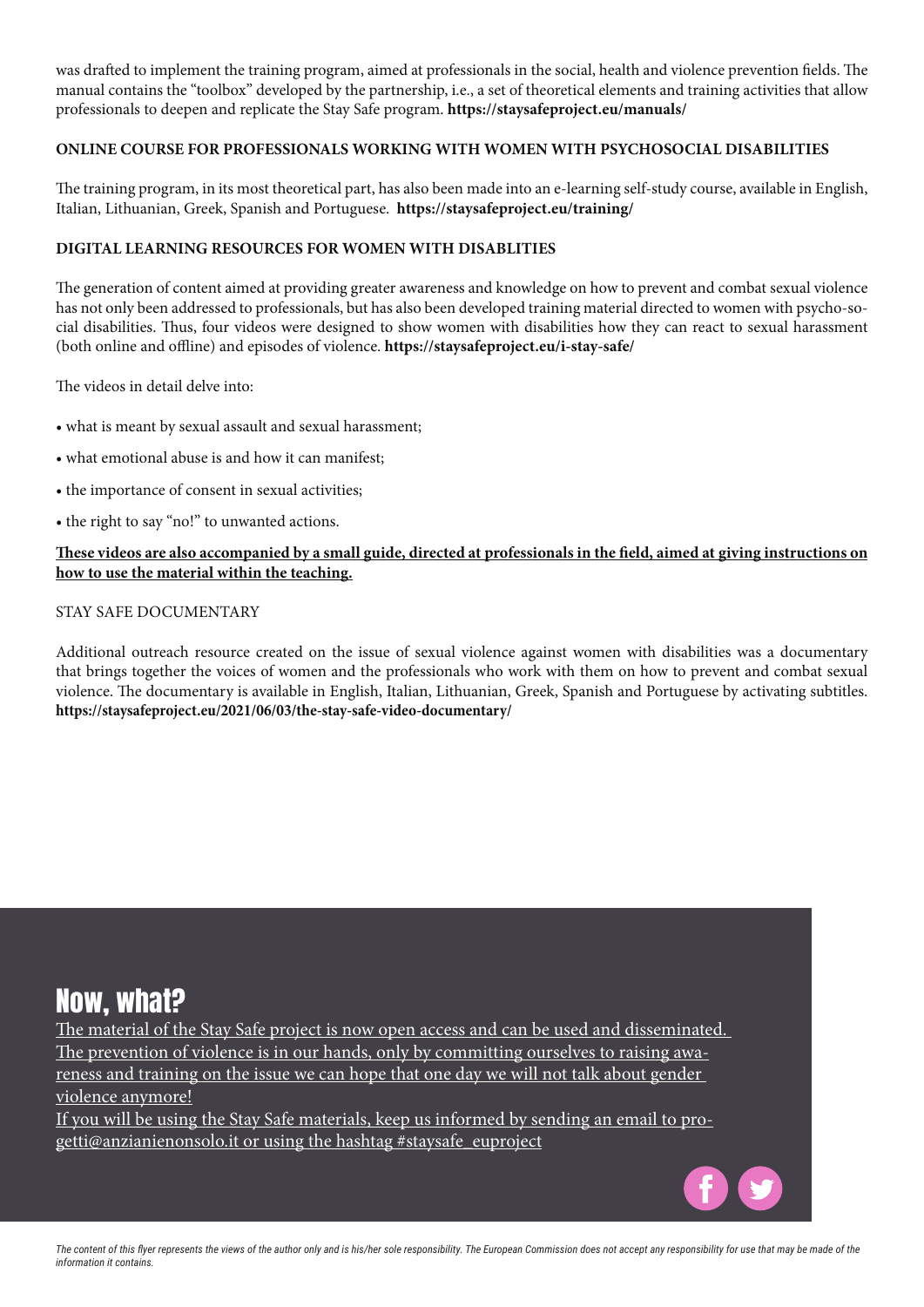was drafted to implement the training program, aimed at professionals in the social, health and violence prevention fields. The manual contains the "toolbox" developed by the partnership, i.e., a set of theoretical elements and training activities that allow professionals to deepen and replicate the Stay Safe program. **https://staysafeproject.eu/manuals/**

**ONLINE COURSE FOR PROFESSIONALS WORKING WITH WOMEN WITH PSYCHOSOCIAL DISABILITIES**

The training program, in its most theoretical part, has also been made into an e-learning self-study course, available in English, Italian, Lithuanian, Greek, Spanish and Portuguese. **https://staysafeproject.eu/training/**

**DIGITAL LEARNING RESOURCES FOR WOMEN WITH DISABLITIES**

The generation of content aimed at providing greater awareness and knowledge on how to prevent and combat sexual violence has not only been addressed to professionals, but has also been developed training material directed to women with psycho-social disabilities. Thus, four videos were designed to show women with disabilities how they can react to sexual harassment (both online and offline) and episodes of violence. **https://staysafeproject.eu/i-stay-safe/**

The videos in detail delve into:

- what is meant by sexual assault and sexual harassment;
- what emotional abuse is and how it can manifest;
- the importance of consent in sexual activities;
- the right to say "no!" to unwanted actions.

**These videos are also accompanied by a small guide, directed at professionals in the field, aimed at giving instructions on how to use the material within the teaching.**

STAY SAFE DOCUMENTARY

Additional outreach resource created on the issue of sexual violence against women with disabilities was a documentary that brings together the voices of women and the professionals who work with them on how to prevent and combat sexual violence. The documentary is available in English, Italian, Lithuanian, Greek, Spanish and Portuguese by activating subtitles. **https://staysafeproject.eu/2021/06/03/the-stay-safe-video-documentary/**

## Now, what?

The material of the Stay Safe project is now open access and can be used and disseminated. The prevention of violence is in our hands, only by committing ourselves to raising awareness and training on the issue we can hope that one day we will not talk about gender violence anymore!

If you will be using the Stay Safe materials, keep us informed by sending an email to progetti@anzianienonsolo.it or using the hashtag #staysafe_euproject

*The content of this flyer represents the views of the author only and is his/her sole responsibility. The European Commission does not accept any responsibility for use that may be made of the information it contains.*